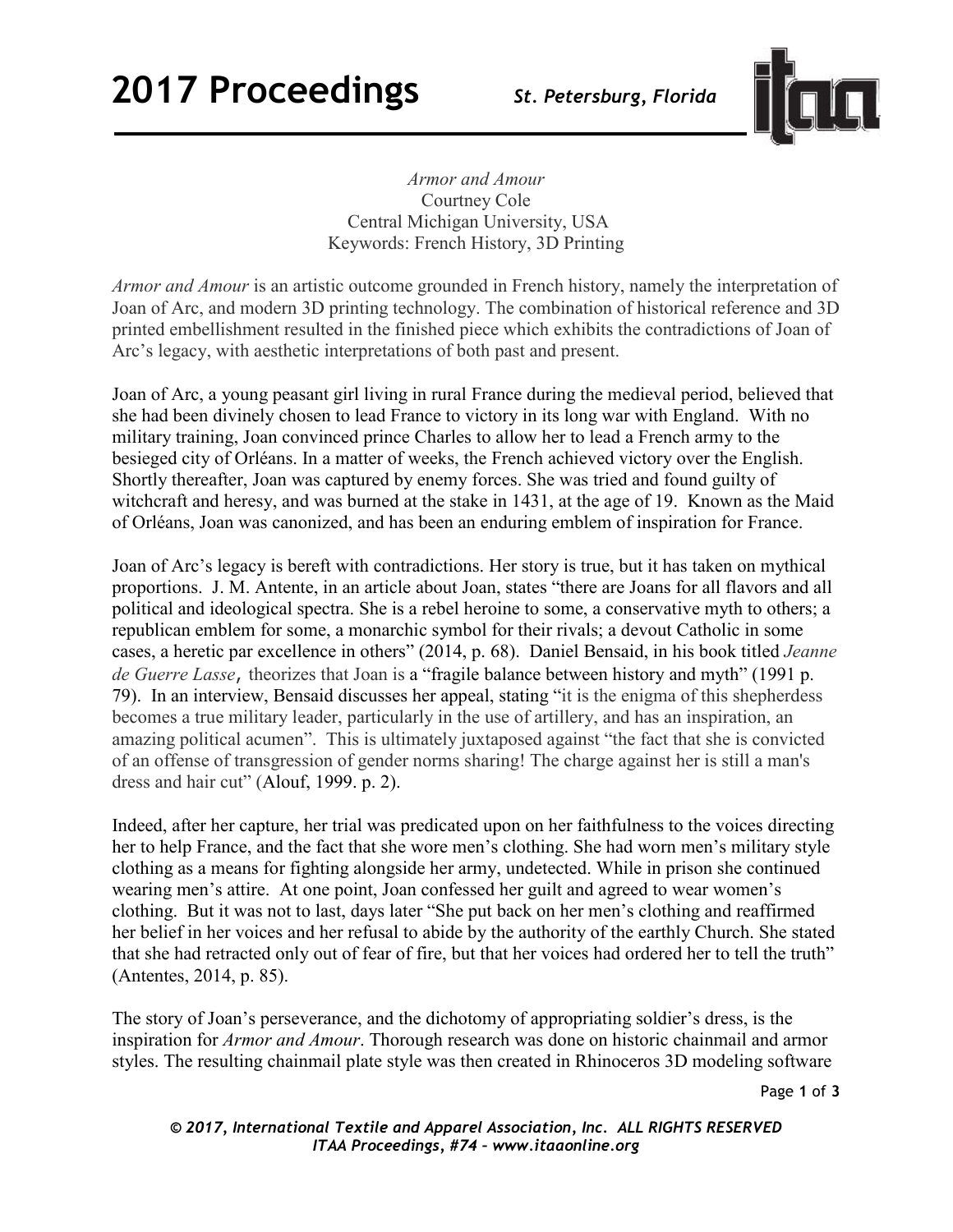*Armor and Amour*
Courtney Cole
Central Michigan University, USA
Keywords: French History, 3D Printing

*Armor and Amour* is an artistic outcome grounded in French history, namely the interpretation of Joan of Arc, and modern 3D printing technology. The combination of historical reference and 3D printed embellishment resulted in the finished piece which exhibits the contradictions of Joan of Arc's legacy, with aesthetic interpretations of both past and present.

Joan of Arc, a young peasant girl living in rural France during the medieval period, believed that she had been divinely chosen to lead France to victory in its long war with England. With no military training, Joan convinced prince Charles to allow her to lead a French army to the besieged city of Orléans. In a matter of weeks, the French achieved victory over the English. Shortly thereafter, Joan was captured by enemy forces. She was tried and found guilty of witchcraft and heresy, and was burned at the stake in 1431, at the age of 19. Known as the Maid of Orléans, Joan was canonized, and has been an enduring emblem of inspiration for France.

Joan of Arc's legacy is bereft with contradictions. Her story is true, but it has taken on mythical proportions. J. M. Antente, in an article about Joan, states "there are Joans for all flavors and all political and ideological spectra. She is a rebel heroine to some, a conservative myth to others; a republican emblem for some, a monarchic symbol for their rivals; a devout Catholic in some cases, a heretic par excellence in others" (2014, p. 68). Daniel Bensaid, in his book titled *Jeanne de Guerre Lasse*, theorizes that Joan is a "fragile balance between history and myth" (1991 p. 79). In an interview, Bensaid discusses her appeal, stating "it is the enigma of this shepherdess becomes a true military leader, particularly in the use of artillery, and has an inspiration, an amazing political acumen". This is ultimately juxtaposed against "the fact that she is convicted of an offense of transgression of gender norms sharing! The charge against her is still a man's dress and hair cut" (Alouf, 1999. p. 2).

Indeed, after her capture, her trial was predicated upon on her faithfulness to the voices directing her to help France, and the fact that she wore men's clothing. She had worn men's military style clothing as a means for fighting alongside her army, undetected. While in prison she continued wearing men's attire. At one point, Joan confessed her guilt and agreed to wear women's clothing. But it was not to last, days later "She put back on her men's clothing and reaffirmed her belief in her voices and her refusal to abide by the authority of the earthly Church. She stated that she had retracted only out of fear of fire, but that her voices had ordered her to tell the truth" (Antentes, 2014, p. 85).

The story of Joan's perseverance, and the dichotomy of appropriating soldier's dress, is the inspiration for *Armor and Amour*. Thorough research was done on historic chainmail and armor styles. The resulting chainmail plate style was then created in Rhinoceros 3D modeling software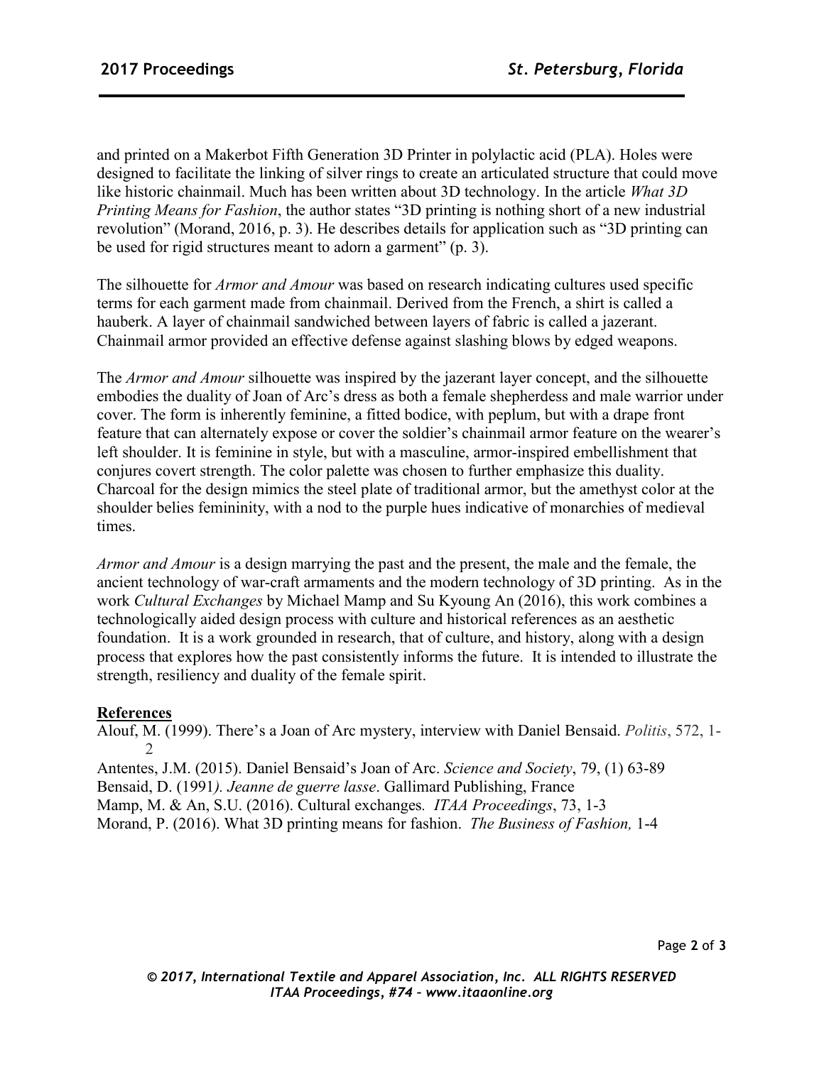and printed on a Makerbot Fifth Generation 3D Printer in polylactic acid (PLA). Holes were designed to facilitate the linking of silver rings to create an articulated structure that could move like historic chainmail. Much has been written about 3D technology. In the article *What 3D Printing Means for Fashion*, the author states "3D printing is nothing short of a new industrial revolution" (Morand, 2016, p. 3). He describes details for application such as "3D printing can be used for rigid structures meant to adorn a garment" (p. 3).

The silhouette for *Armor and Amour* was based on research indicating cultures used specific terms for each garment made from chainmail. Derived from the French, a shirt is called a hauberk. A layer of chainmail sandwiched between layers of fabric is called a jazerant. Chainmail armor provided an effective defense against slashing blows by edged weapons.

The *Armor and Amour* silhouette was inspired by the jazerant layer concept, and the silhouette embodies the duality of Joan of Arc's dress as both a female shepherdess and male warrior under cover. The form is inherently feminine, a fitted bodice, with peplum, but with a drape front feature that can alternately expose or cover the soldier's chainmail armor feature on the wearer's left shoulder. It is feminine in style, but with a masculine, armor-inspired embellishment that conjures covert strength. The color palette was chosen to further emphasize this duality. Charcoal for the design mimics the steel plate of traditional armor, but the amethyst color at the shoulder belies femininity, with a nod to the purple hues indicative of monarchies of medieval times.

*Armor and Amour* is a design marrying the past and the present, the male and the female, the ancient technology of war-craft armaments and the modern technology of 3D printing. As in the work *Cultural Exchanges* by Michael Mamp and Su Kyoung An (2016), this work combines a technologically aided design process with culture and historical references as an aesthetic foundation. It is a work grounded in research, that of culture, and history, along with a design process that explores how the past consistently informs the future. It is intended to illustrate the strength, resiliency and duality of the female spirit.

**References**

Alouf, M. (1999). There's a Joan of Arc mystery, interview with Daniel Bensaid. *Politis*, 572, 1-2

Antentes, J.M. (2015). Daniel Bensaid's Joan of Arc. *Science and Society*, 79, (1) 63-89

Bensaid, D. (1991). *Jeanne de guerre lasse*. Gallimard Publishing, France

Mamp, M. & An, S.U. (2016). Cultural exchanges. *ITAA Proceedings*, 73, 1-3

Morand, P. (2016). What 3D printing means for fashion. *The Business of Fashion,* 1-4